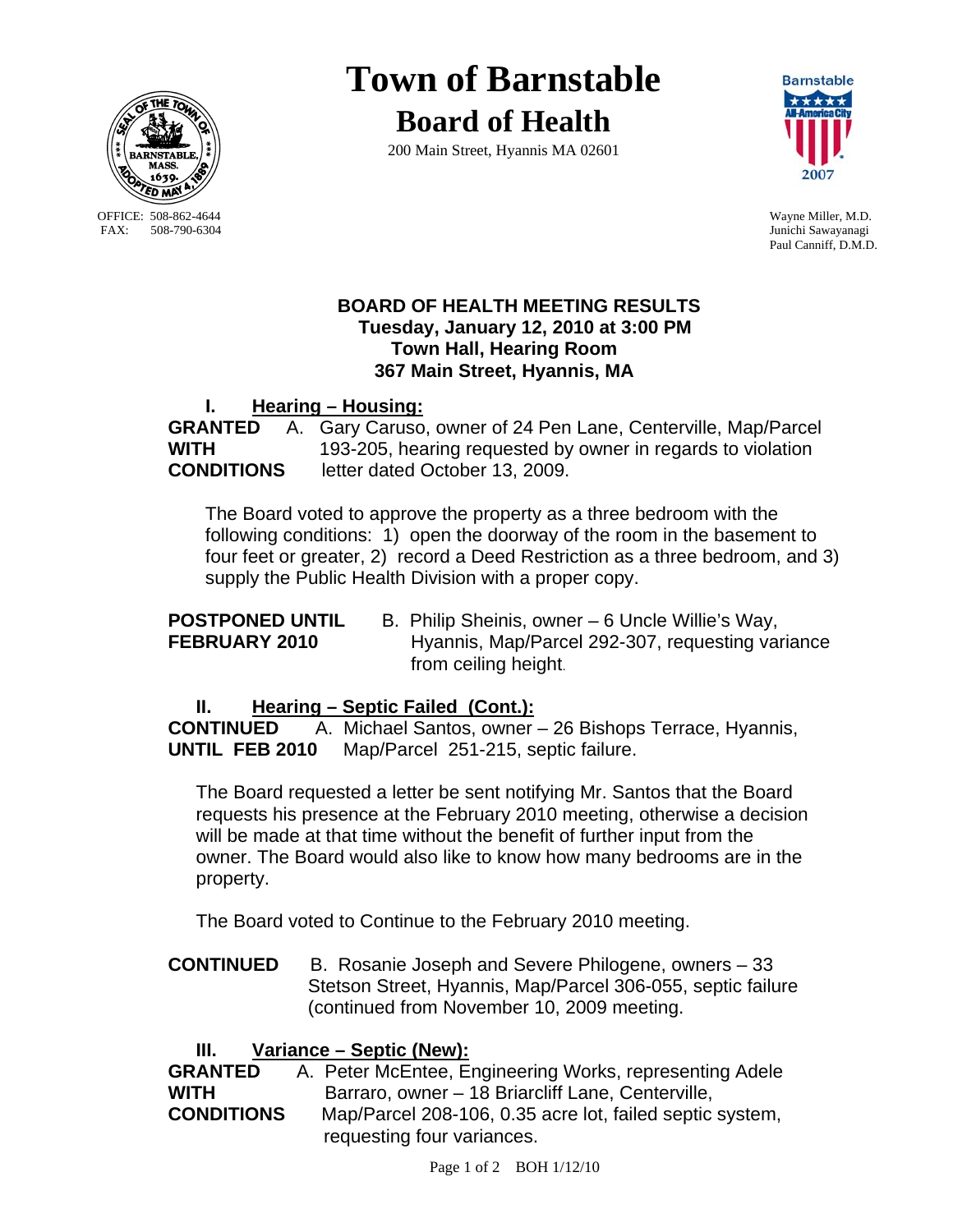# Town of Barnstable

## Board of Health

200 Main Street, Hyannis MA 02601

OFFICE: 508-862-4644
FAX: 508-790-6304

Wayne Miller, M.D.
Junichi Sawayanagi
Paul Canniff, D.M.D.

### BOARD OF HEALTH MEETING RESULTS
### Tuesday, January 12, 2010 at 3:00 PM
### Town Hall, Hearing Room
### 367 Main Street, Hyannis, MA

**I. Hearing – Housing:**

**GRANTED WITH CONDITIONS** A. Gary Caruso, owner of 24 Pen Lane, Centerville, Map/Parcel 193-205, hearing requested by owner in regards to violation letter dated October 13, 2009.

The Board voted to approve the property as a three bedroom with the following conditions: 1) open the doorway of the room in the basement to four feet or greater, 2) record a Deed Restriction as a three bedroom, and 3) supply the Public Health Division with a proper copy.

**POSTPONED UNTIL FEBRUARY 2010** B. Philip Sheinis, owner – 6 Uncle Willie's Way, Hyannis, Map/Parcel 292-307, requesting variance from ceiling height.

**II. Hearing – Septic Failed (Cont.):**

**CONTINUED UNTIL FEB 2010** A. Michael Santos, owner – 26 Bishops Terrace, Hyannis, Map/Parcel 251-215, septic failure.

The Board requested a letter be sent notifying Mr. Santos that the Board requests his presence at the February 2010 meeting, otherwise a decision will be made at that time without the benefit of further input from the owner. The Board would also like to know how many bedrooms are in the property.

The Board voted to Continue to the February 2010 meeting.

**CONTINUED** B. Rosanie Joseph and Severe Philogene, owners – 33 Stetson Street, Hyannis, Map/Parcel 306-055, septic failure (continued from November 10, 2009 meeting.

**III. Variance – Septic (New):**

**GRANTED WITH CONDITIONS** A. Peter McEntee, Engineering Works, representing Adele Barraro, owner – 18 Briarcliff Lane, Centerville, Map/Parcel 208-106, 0.35 acre lot, failed septic system, requesting four variances.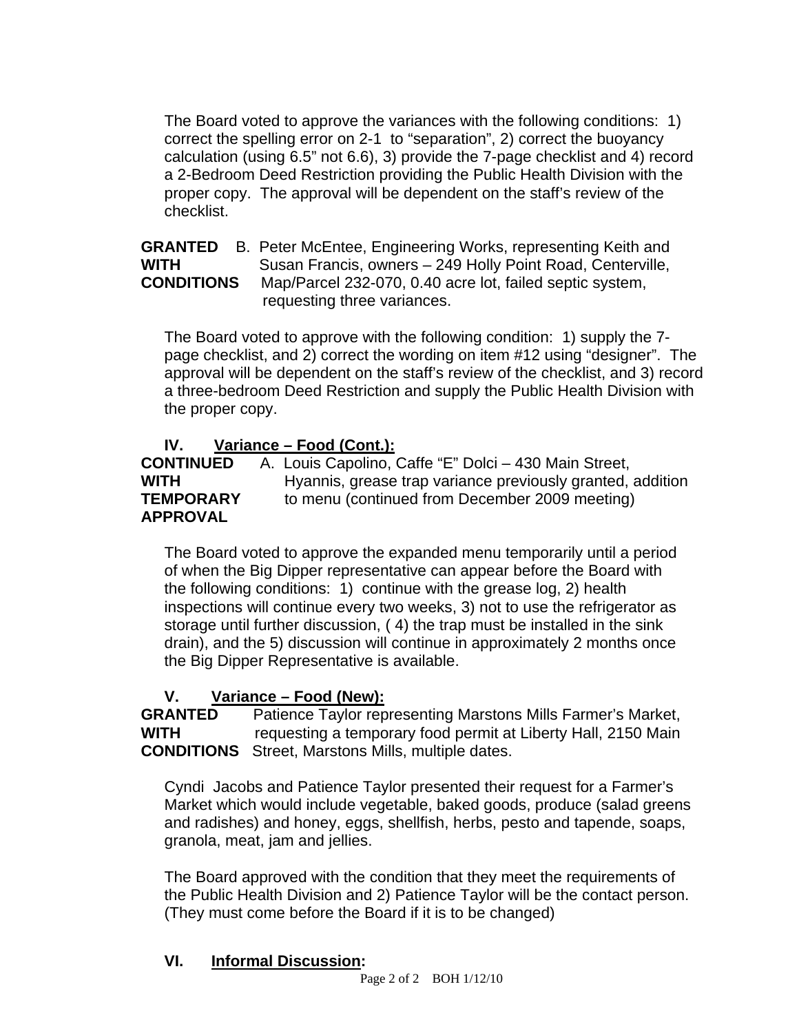The Board voted to approve the variances with the following conditions: 1) correct the spelling error on 2-1 to "separation", 2) correct the buoyancy calculation (using 6.5" not 6.6), 3) provide the 7-page checklist and 4) record a 2-Bedroom Deed Restriction providing the Public Health Division with the proper copy. The approval will be dependent on the staff's review of the checklist.

**GRANTED WITH CONDITIONS** B. Peter McEntee, Engineering Works, representing Keith and Susan Francis, owners – 249 Holly Point Road, Centerville, Map/Parcel 232-070, 0.40 acre lot, failed septic system, requesting three variances.

The Board voted to approve with the following condition: 1) supply the 7-page checklist, and 2) correct the wording on item #12 using "designer". The approval will be dependent on the staff's review of the checklist, and 3) record a three-bedroom Deed Restriction and supply the Public Health Division with the proper copy.

## IV. Variance – Food (Cont.):

**CONTINUED WITH TEMPORARY APPROVAL** A. Louis Capolino, Caffe "E" Dolci – 430 Main Street, Hyannis, grease trap variance previously granted, addition to menu (continued from December 2009 meeting)

The Board voted to approve the expanded menu temporarily until a period of when the Big Dipper representative can appear before the Board with the following conditions: 1) continue with the grease log, 2) health inspections will continue every two weeks, 3) not to use the refrigerator as storage until further discussion, ( 4) the trap must be installed in the sink drain), and the 5) discussion will continue in approximately 2 months once the Big Dipper Representative is available.

## V. Variance – Food (New):

**GRANTED WITH CONDITIONS** Patience Taylor representing Marstons Mills Farmer's Market, requesting a temporary food permit at Liberty Hall, 2150 Main Street, Marstons Mills, multiple dates.

Cyndi Jacobs and Patience Taylor presented their request for a Farmer's Market which would include vegetable, baked goods, produce (salad greens and radishes) and honey, eggs, shellfish, herbs, pesto and tapende, soaps, granola, meat, jam and jellies.

The Board approved with the condition that they meet the requirements of the Public Health Division and 2) Patience Taylor will be the contact person. (They must come before the Board if it is to be changed)

## VI. Informal Discussion: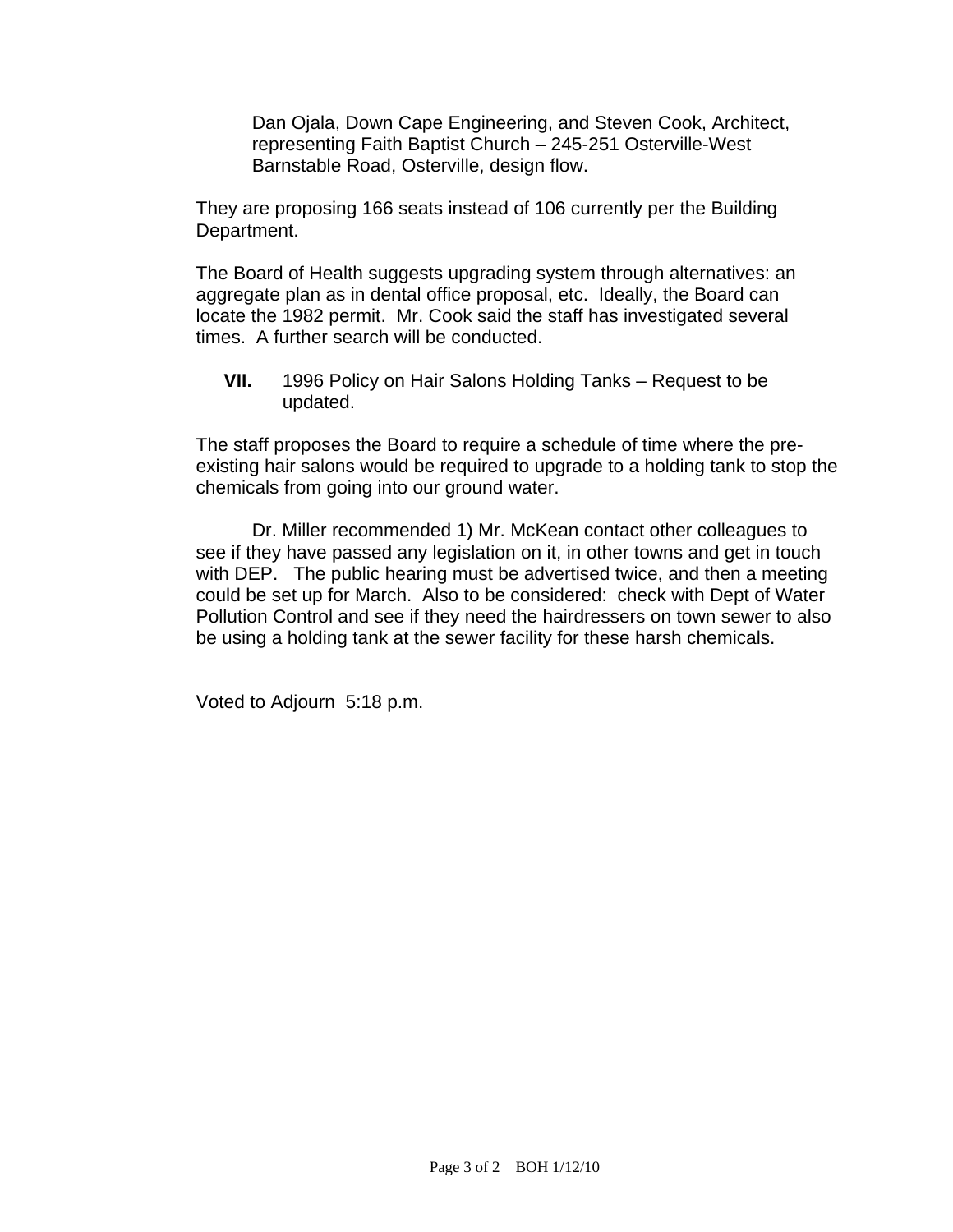Dan Ojala, Down Cape Engineering, and Steven Cook, Architect, representing Faith Baptist Church – 245-251 Osterville-West Barnstable Road, Osterville, design flow.

They are proposing 166 seats instead of 106 currently per the Building Department.

The Board of Health suggests upgrading system through alternatives: an aggregate plan as in dental office proposal, etc. Ideally, the Board can locate the 1982 permit. Mr. Cook said the staff has investigated several times. A further search will be conducted.

**VII.** 1996 Policy on Hair Salons Holding Tanks – Request to be updated.

The staff proposes the Board to require a schedule of time where the pre-existing hair salons would be required to upgrade to a holding tank to stop the chemicals from going into our ground water.

Dr. Miller recommended 1) Mr. McKean contact other colleagues to see if they have passed any legislation on it, in other towns and get in touch with DEP. The public hearing must be advertised twice, and then a meeting could be set up for March. Also to be considered: check with Dept of Water Pollution Control and see if they need the hairdressers on town sewer to also be using a holding tank at the sewer facility for these harsh chemicals.

Voted to Adjourn 5:18 p.m.